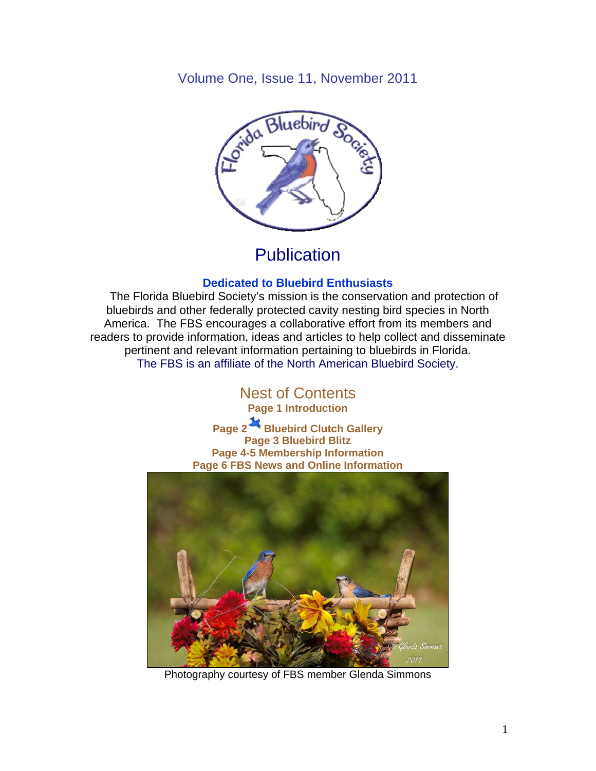Volume One, Issue 11, November 2011

# Publication

**Dedicated to Bluebird Enthusiasts**

The Florida Bluebird Society's mission is the conservation and protection of bluebirds and other federally protected cavity nesting bird species in North America. The FBS encourages a collaborative effort from its members and readers to provide information, ideas and articles to help collect and disseminate pertinent and relevant information pertaining to bluebirds in Florida.
The FBS is an affiliate of the North American Bluebird Society.

## Nest of Contents

**Page 1 Introduction**
**Page 2 Bluebird Clutch Gallery**
**Page 3 Bluebird Blitz**
**Page 4-5 Membership Information**
**Page 6 FBS News and Online Information**

Photography courtesy of FBS member Glenda Simmons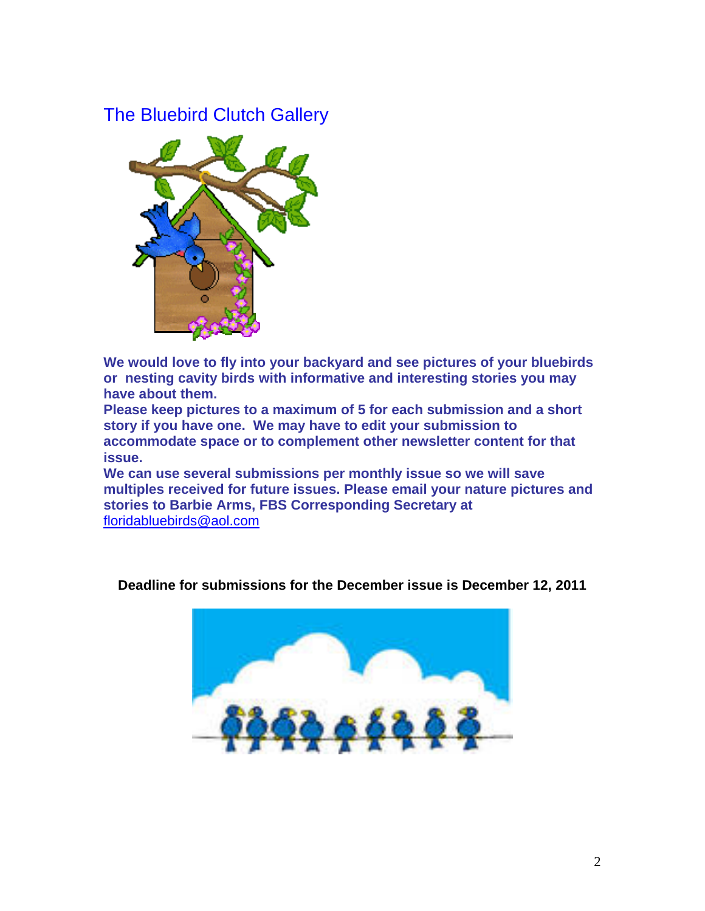## The Bluebird Clutch Gallery

**We would love to fly into your backyard and see pictures of your bluebirds or nesting cavity birds with informative and interesting stories you may have about them.**

**Please keep pictures to a maximum of 5 for each submission and a short story if you have one. We may have to edit your submission to accommodate space or to complement other newsletter content for that issue.**

**We can use several submissions per monthly issue so we will save multiples received for future issues. Please email your nature pictures and stories to Barbie Arms, FBS Corresponding Secretary at** floridabluebirds@aol.com

**Deadline for submissions for the December issue is December 12, 2011**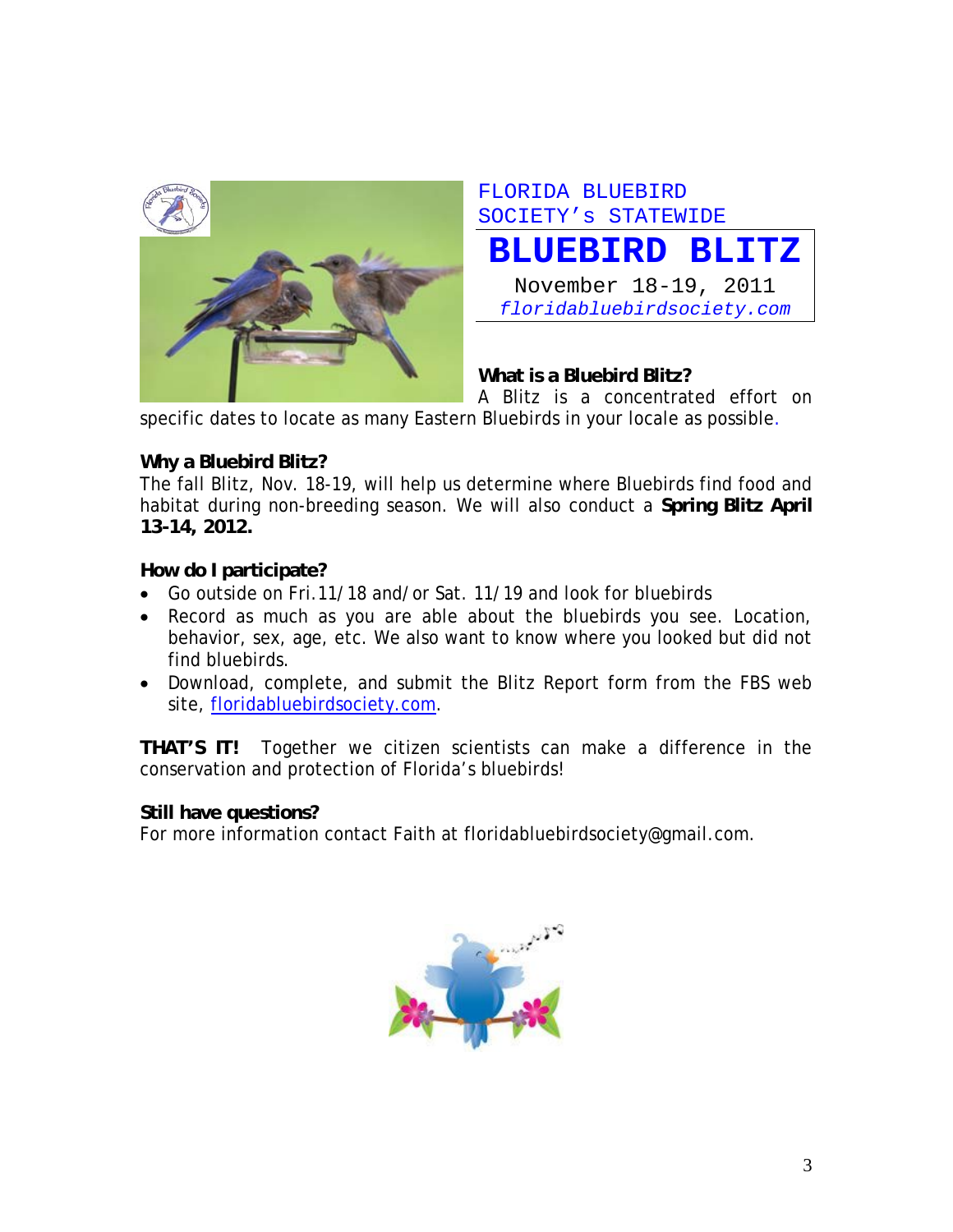FLORIDA BLUEBIRD SOCIETY's STATEWIDE

# BLUEBIRD BLITZ

November 18-19, 2011

*floridabluebirdsociety.com*

**What is a Bluebird Blitz?**

A Blitz is a concentrated effort on specific dates to locate as many Eastern Bluebirds in your locale as possible.

**Why a Bluebird Blitz?**

The fall Blitz, Nov. 18-19, will help us determine where Bluebirds find food and habitat during non-breeding season. We will also conduct a **Spring Blitz April 13-14, 2012.**

**How do I participate?**

- Go outside on Fri.11/18 and/or Sat. 11/19 and look for bluebirds
- Record as much as you are able about the bluebirds you see. Location, behavior, sex, age, etc. We also want to know where you looked but did not find bluebirds.
- Download, complete, and submit the Blitz Report form from the FBS web site, floridabluebirdsociety.com.

**THAT'S IT!** Together we citizen scientists can make a difference in the conservation and protection of Florida's bluebirds!

**Still have questions?**

For more information contact Faith at floridabluebirdsociety@gmail.com.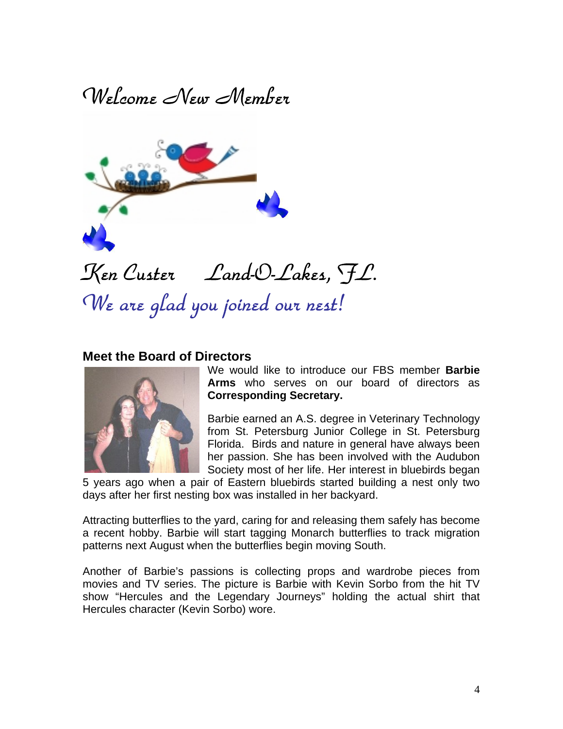# Welcome New Member

Ken Custer    Land-O-Lakes, FL.

*We are glad you joined our nest!*

## Meet the Board of Directors

We would like to introduce our FBS member **Barbie Arms** who serves on our board of directors as **Corresponding Secretary.**

Barbie earned an A.S. degree in Veterinary Technology from St. Petersburg Junior College in St. Petersburg Florida. Birds and nature in general have always been her passion. She has been involved with the Audubon Society most of her life. Her interest in bluebirds began 5 years ago when a pair of Eastern bluebirds started building a nest only two days after her first nesting box was installed in her backyard.

Attracting butterflies to the yard, caring for and releasing them safely has become a recent hobby. Barbie will start tagging Monarch butterflies to track migration patterns next August when the butterflies begin moving South.

Another of Barbie's passions is collecting props and wardrobe pieces from movies and TV series. The picture is Barbie with Kevin Sorbo from the hit TV show "Hercules and the Legendary Journeys" holding the actual shirt that Hercules character (Kevin Sorbo) wore.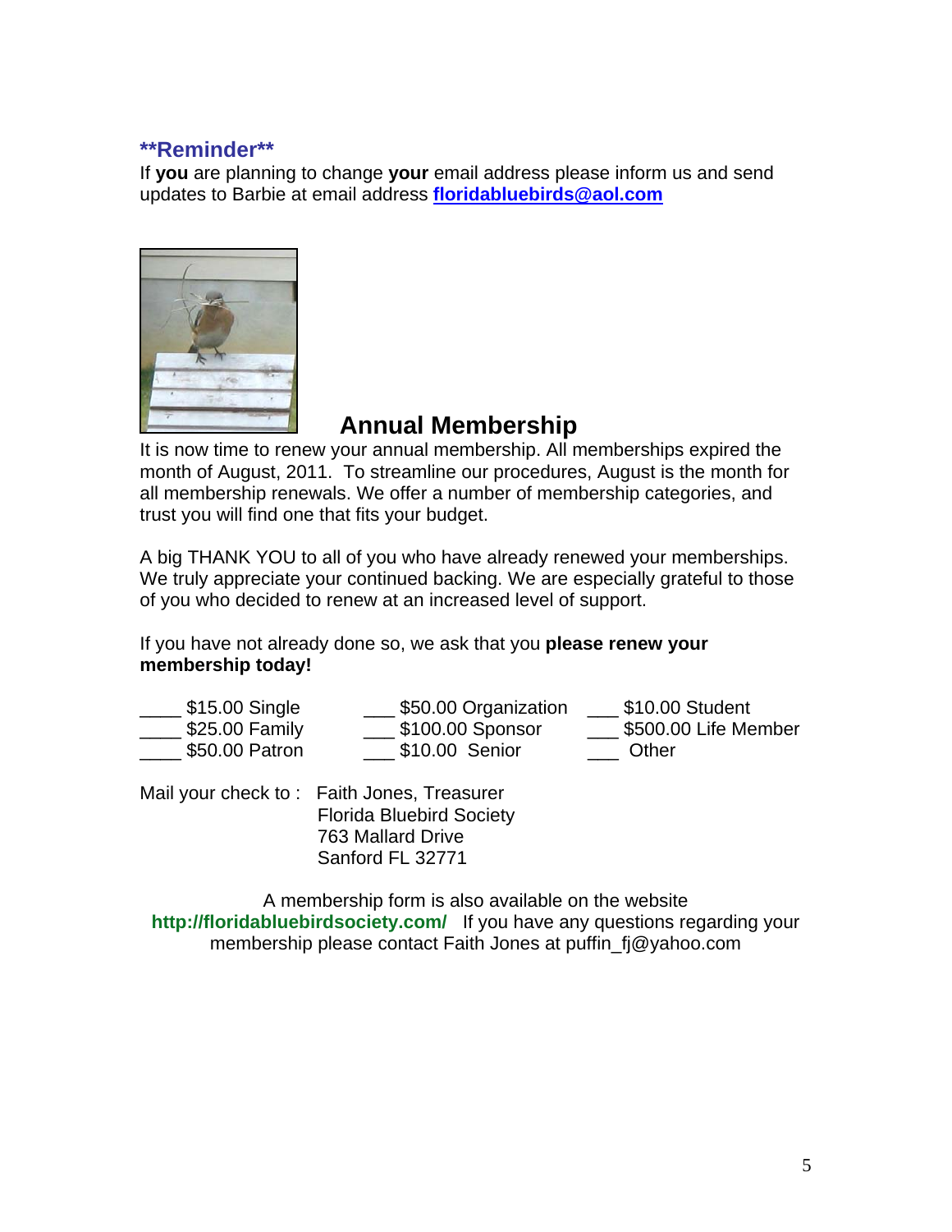**\*\*Reminder\*\***

If **you** are planning to change **your** email address please inform us and send updates to Barbie at email address **floridabluebirds@aol.com**

## Annual Membership

It is now time to renew your annual membership. All memberships expired the month of August, 2011. To streamline our procedures, August is the month for all membership renewals. We offer a number of membership categories, and trust you will find one that fits your budget.

A big THANK YOU to all of you who have already renewed your memberships. We truly appreciate your continued backing. We are especially grateful to those of you who decided to renew at an increased level of support.

If you have not already done so, we ask that you **please renew your membership today!**

____ $15.00 Single
____ $25.00 Family
____ $50.00 Patron
___ $50.00 Organization
___ $100.00 Sponsor
___ $10.00 Senior
___ $10.00 Student
___ $500.00 Life Member
___ Other

Mail your check to : Faith Jones, Treasurer
Florida Bluebird Society
763 Mallard Drive
Sanford FL 32771

A membership form is also available on the website **http://floridabluebirdsociety.com/** If you have any questions regarding your membership please contact Faith Jones at puffin_fj@yahoo.com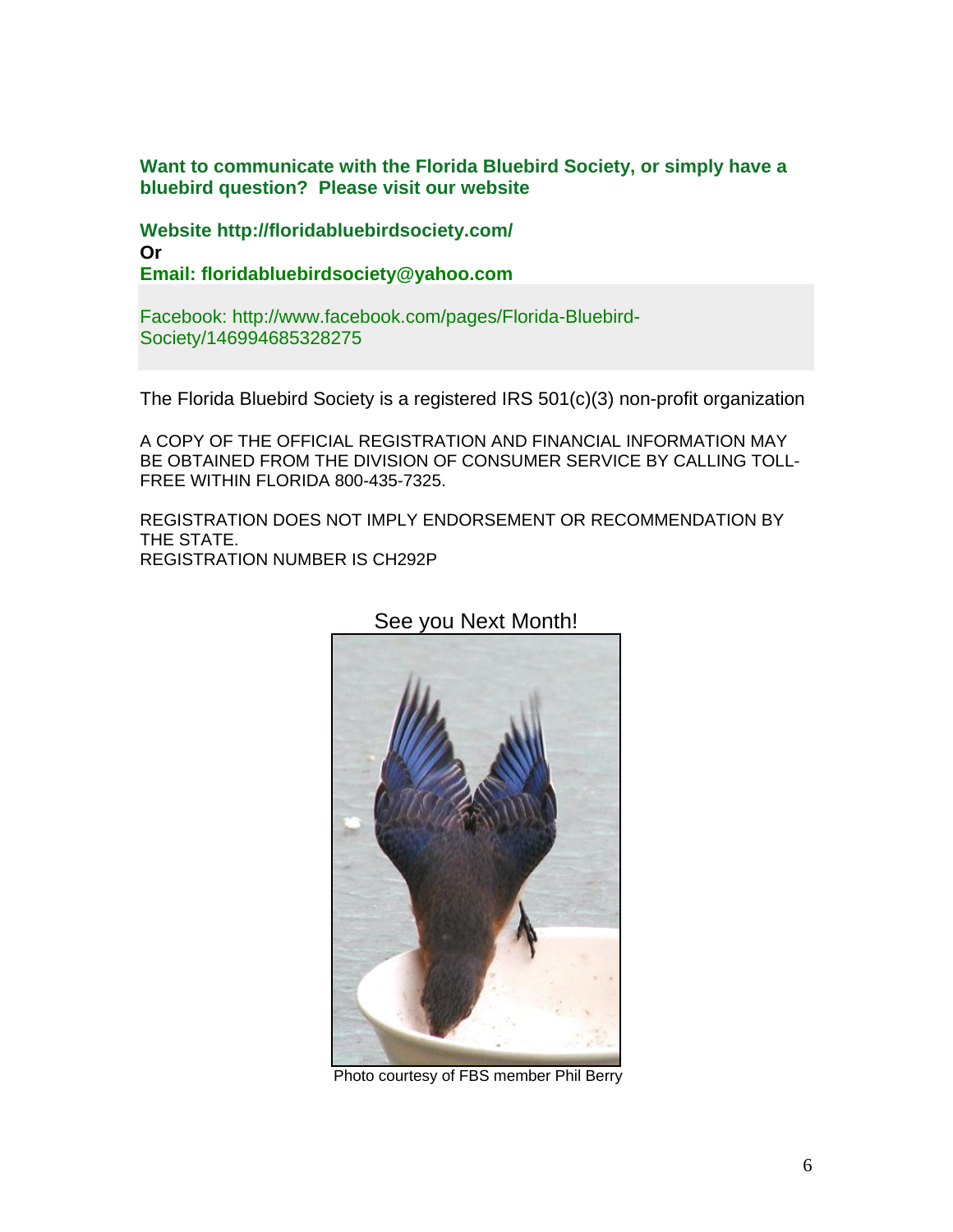**Want to communicate with the Florida Bluebird Society, or simply have a bluebird question? Please visit our website**

**Website http://floridabluebirdsociety.com/**
**Or**
**Email: floridabluebirdsociety@yahoo.com**

Facebook: http://www.facebook.com/pages/Florida-Bluebird-Society/146994685328275

The Florida Bluebird Society is a registered IRS 501(c)(3) non-profit organization

A COPY OF THE OFFICIAL REGISTRATION AND FINANCIAL INFORMATION MAY BE OBTAINED FROM THE DIVISION OF CONSUMER SERVICE BY CALLING TOLL-FREE WITHIN FLORIDA 800-435-7325.

REGISTRATION DOES NOT IMPLY ENDORSEMENT OR RECOMMENDATION BY THE STATE.
REGISTRATION NUMBER IS CH292P

See you Next Month!

Photo courtesy of FBS member Phil Berry